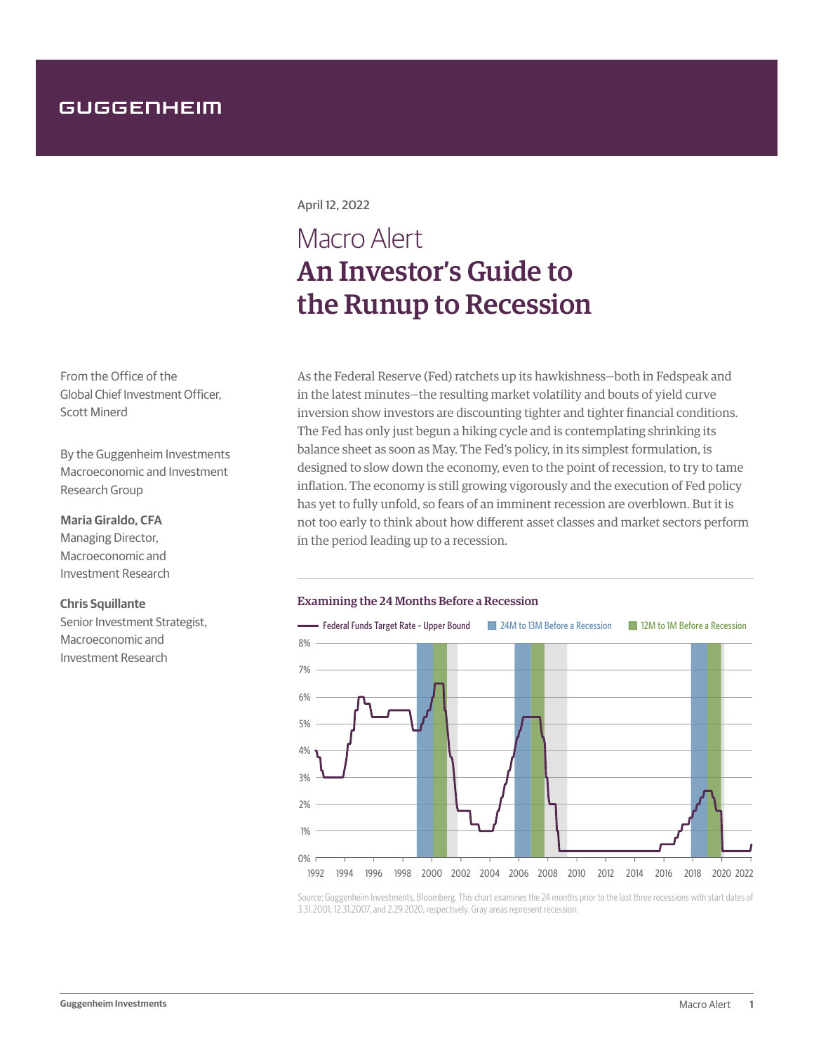GUGGENHEIM

April 12, 2022

# Macro Alert
# An Investor's Guide to the Runup to Recession

From the Office of the Global Chief Investment Officer, Scott Minerd

By the Guggenheim Investments Macroeconomic and Investment Research Group

**Maria Giraldo, CFA**
Managing Director, Macroeconomic and Investment Research

**Chris Squillante**
Senior Investment Strategist, Macroeconomic and Investment Research

As the Federal Reserve (Fed) ratchets up its hawkishness—both in Fedspeak and in the latest minutes—the resulting market volatility and bouts of yield curve inversion show investors are discounting tighter and tighter financial conditions. The Fed has only just begun a hiking cycle and is contemplating shrinking its balance sheet as soon as May. The Fed's policy, in its simplest formulation, is designed to slow down the economy, even to the point of recession, to try to tame inflation. The economy is still growing vigorously and the execution of Fed policy has yet to fully unfold, so fears of an imminent recession are overblown. But it is not too early to think about how different asset classes and market sectors perform in the period leading up to a recession.

**Examining the 24 Months Before a Recession**

Federal Funds Target Rate - Upper Bound | 24M to 13M Before a Recession | 12M to 1M Before a Recession

Source: Guggenheim Investments, Bloomberg. This chart examines the 24 months prior to the last three recessions with start dates of 3.31.2001, 12.31.2007, and 2.29.2020, respectively. Gray areas represent recession.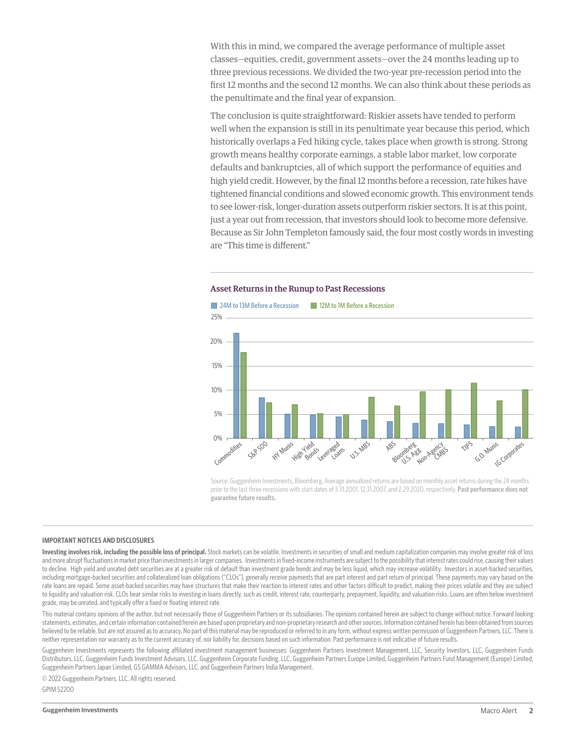With this in mind, we compared the average performance of multiple asset classes—equities, credit, government assets—over the 24 months leading up to three previous recessions. We divided the two-year pre-recession period into the first 12 months and the second 12 months. We can also think about these periods as the penultimate and the final year of expansion.

The conclusion is quite straightforward: Riskier assets have tended to perform well when the expansion is still in its penultimate year because this period, which historically overlaps a Fed hiking cycle, takes place when growth is strong. Strong growth means healthy corporate earnings, a stable labor market, low corporate defaults and bankruptcies, all of which support the performance of equities and high yield credit. However, by the final 12 months before a recession, rate hikes have tightened financial conditions and slowed economic growth. This environment tends to see lower-risk, longer-duration assets outperform riskier sectors. It is at this point, just a year out from recession, that investors should look to become more defensive. Because as Sir John Templeton famously said, the four most costly words in investing are "This time is different."

**Asset Returns in the Runup to Past Recessions**

24M to 13M Before a Recession
12M to 1M Before a Recession

25%
20%
15%
10%
5%
0%

Commodities
S&P 500
HY Munis
High Yield Bonds
Leveraged Loans
U.S. MBS
ABS
Bloomberg U.S. Agg
Non-Agency CMBS
TIPS
G.O. Munis
IG Corporates

Source: Guggenheim Investments, Bloomberg. Average annualized returns are based on monthly asset returns during the 24 months prior to the last three recessions with start dates of 3.31.2001, 12.31.2007, and 2.29.2020, respectively. **Past performance does not guarantee future results.**

**IMPORTANT NOTICES AND DISCLOSURES**

**Investing involves risk, including the possible loss of principal.** Stock markets can be volatile. Investments in securities of small and medium capitalization companies may involve greater risk of loss and more abrupt fluctuations in market price than investments in larger companies. Investments in fixed-income instruments are subject to the possibility that interest rates could rise, causing their values to decline. High yield and unrated debt securities are at a greater risk of default than investment grade bonds and may be less liquid, which may increase volatility. Investors in asset-backed securities, including mortgage-backed securities and collateralized loan obligations ("CLOs"), generally receive payments that are part interest and part return of principal. These payments may vary based on the rate loans are repaid. Some asset-backed securities may have structures that make their reaction to interest rates and other factors difficult to predict, making their prices volatile and they are subject to liquidity and valuation risk. CLOs bear similar risks to investing in loans directly, such as credit, interest rate, counterparty, prepayment, liquidity, and valuation risks. Loans are often below investment grade, may be unrated, and typically offer a fixed or floating interest rate.

This material contains opinions of the author, but not necessarily those of Guggenheim Partners or its subsidiaries. The opinions contained herein are subject to change without notice. Forward looking statements, estimates, and certain information contained herein are based upon proprietary and non-proprietary research and other sources. Information contained herein has been obtained from sources believed to be reliable, but are not assured as to accuracy. No part of this material may be reproduced or referred to in any form, without express written permission of Guggenheim Partners, LLC. There is neither representation nor warranty as to the current accuracy of, nor liability for, decisions based on such information. Past performance is not indicative of future results.

Guggenheim Investments represents the following affiliated investment management businesses: Guggenheim Partners Investment Management, LLC, Security Investors, LLC, Guggenheim Funds Distributors, LLC, Guggenheim Funds Investment Advisors, LLC, Guggenheim Corporate Funding, LLC, Guggenheim Partners Europe Limited, Guggenheim Partners Fund Management (Europe) Limited, Guggenheim Partners Japan Limited, GS GAMMA Advisors, LLC, and Guggenheim Partners India Management.

© 2022 Guggenheim Partners, LLC. All rights reserved.

GPIM 52200